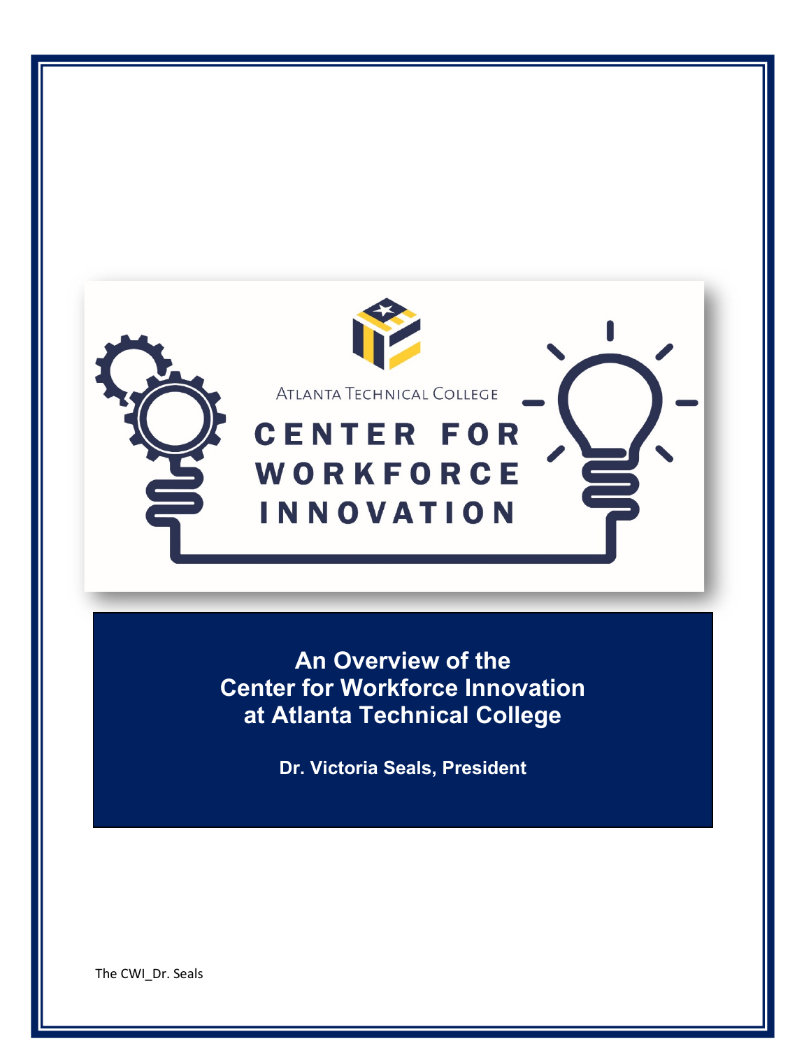Atlanta Technical College

CENTER FOR WORKFORCE INNOVATION

# An Overview of the Center for Workforce Innovation at Atlanta Technical College

**Dr. Victoria Seals, President**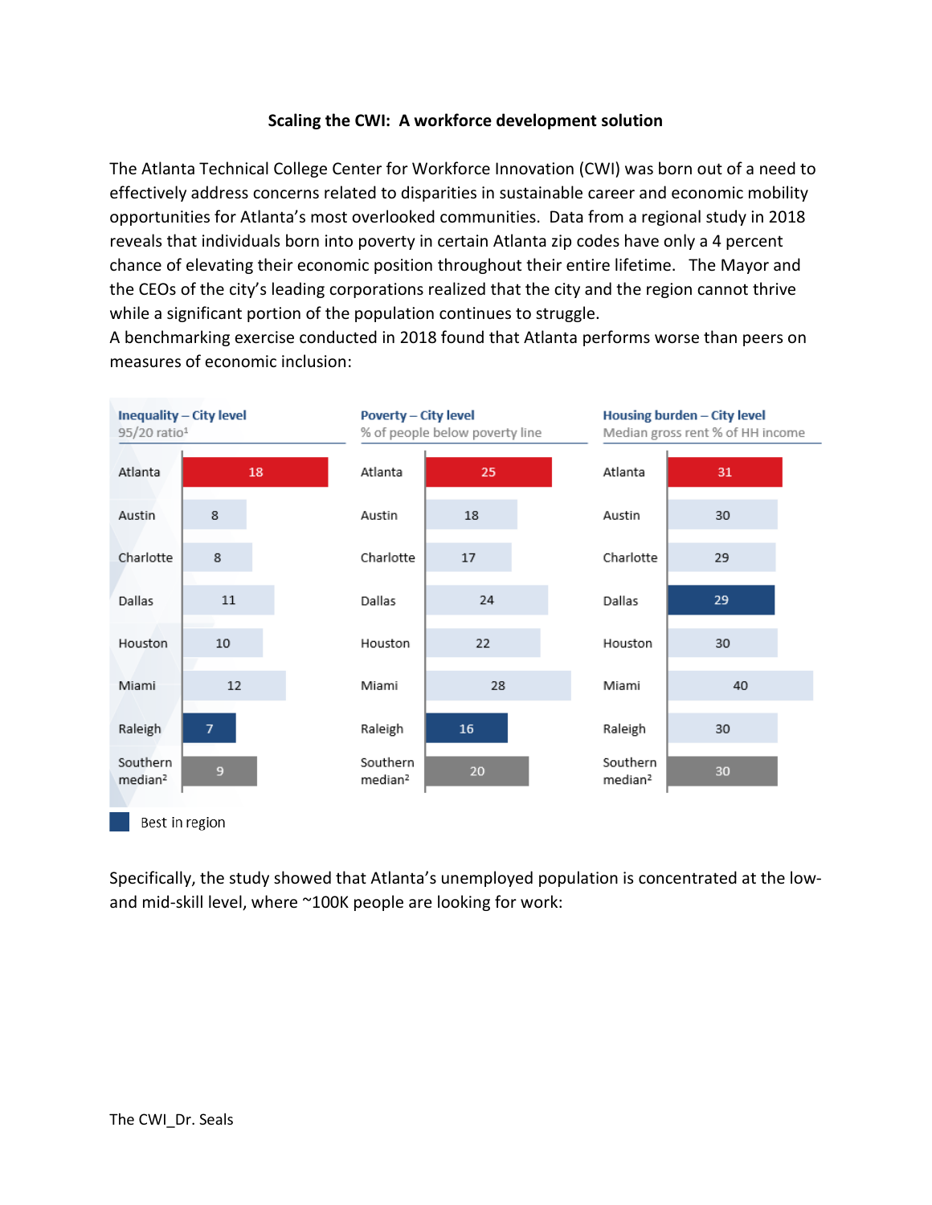**Scaling the CWI: A workforce development solution**

The Atlanta Technical College Center for Workforce Innovation (CWI) was born out of a need to effectively address concerns related to disparities in sustainable career and economic mobility opportunities for Atlanta's most overlooked communities. Data from a regional study in 2018 reveals that individuals born into poverty in certain Atlanta zip codes have only a 4 percent chance of elevating their economic position throughout their entire lifetime. The Mayor and the CEOs of the city's leading corporations realized that the city and the region cannot thrive while a significant portion of the population continues to struggle.

A benchmarking exercise conducted in 2018 found that Atlanta performs worse than peers on measures of economic inclusion:

| City | Inequality – City level (95/20 ratio[1]) | Poverty – City level (% of people below poverty line) | Housing burden – City level (Median gross rent % of HH income) |
|---|---|---|---|
| Atlanta | 18 | 25 | 31 |
| Austin | 8 | 18 | 30 |
| Charlotte | 8 | 17 | 29 |
| Dallas | 11 | 24 | 29 |
| Houston | 10 | 22 | 30 |
| Miami | 12 | 28 | 40 |
| Raleigh | 7 | 16 | 30 |
| Southern median[2] | 9 | 20 | 30 |

Best in region: Raleigh (Inequality, Poverty); Dallas (Housing burden)

Specifically, the study showed that Atlanta's unemployed population is concentrated at the low- and mid-skill level, where ~100K people are looking for work: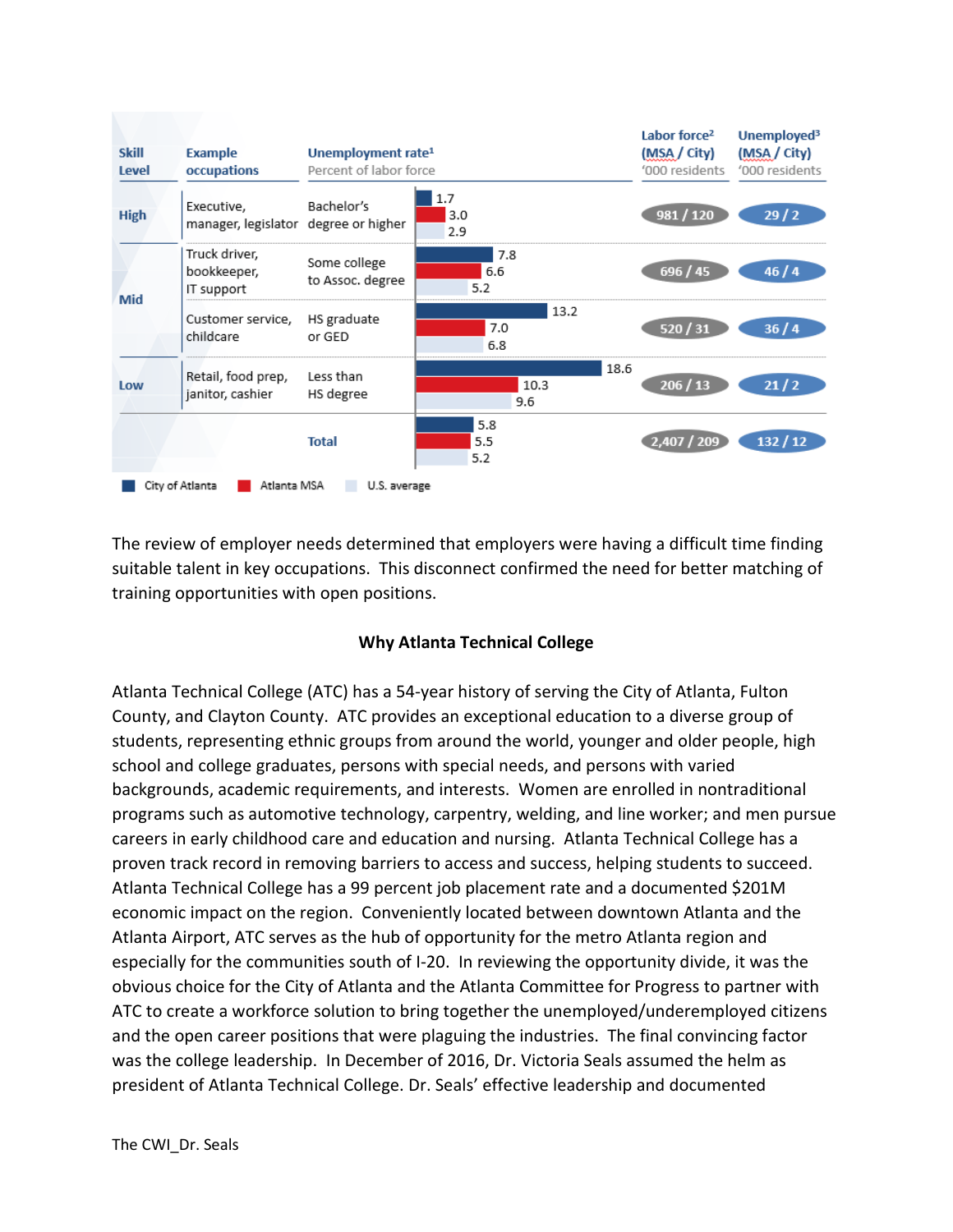| Skill Level | Example occupations | Unemployment rate[1] Percent of labor force | City of Atlanta | Atlanta MSA | U.S. average | Labor force[2] (MSA / City) '000 residents | Unemployed[3] (MSA / City) '000 residents |
|---|---|---|---|---|---|---|---|
| High | Executive, manager, legislator | Bachelor's degree or higher | 1.7 | 3.0 | 2.9 | 981 / 120 | 29 / 2 |
| Mid | Truck driver, bookkeeper, IT support | Some college to Assoc. degree | 7.8 | 6.6 | 5.2 | 696 / 45 | 46 / 4 |
| Mid | Customer service, childcare | HS graduate or GED | 13.2 | 7.0 | 6.8 | 520 / 31 | 36 / 4 |
| Low | Retail, food prep, janitor, cashier | Less than HS degree | 18.6 | 10.3 | 9.6 | 206 / 13 | 21 / 2 |
| | | Total | 5.8 | 5.5 | 5.2 | 2,407 / 209 | 132 / 12 |

The review of employer needs determined that employers were having a difficult time finding suitable talent in key occupations. This disconnect confirmed the need for better matching of training opportunities with open positions.

**Why Atlanta Technical College**

Atlanta Technical College (ATC) has a 54-year history of serving the City of Atlanta, Fulton County, and Clayton County. ATC provides an exceptional education to a diverse group of students, representing ethnic groups from around the world, younger and older people, high school and college graduates, persons with special needs, and persons with varied backgrounds, academic requirements, and interests. Women are enrolled in nontraditional programs such as automotive technology, carpentry, welding, and line worker; and men pursue careers in early childhood care and education and nursing. Atlanta Technical College has a proven track record in removing barriers to access and success, helping students to succeed. Atlanta Technical College has a 99 percent job placement rate and a documented $201M economic impact on the region. Conveniently located between downtown Atlanta and the Atlanta Airport, ATC serves as the hub of opportunity for the metro Atlanta region and especially for the communities south of I-20. In reviewing the opportunity divide, it was the obvious choice for the City of Atlanta and the Atlanta Committee for Progress to partner with ATC to create a workforce solution to bring together the unemployed/underemployed citizens and the open career positions that were plaguing the industries. The final convincing factor was the college leadership. In December of 2016, Dr. Victoria Seals assumed the helm as president of Atlanta Technical College. Dr. Seals' effective leadership and documented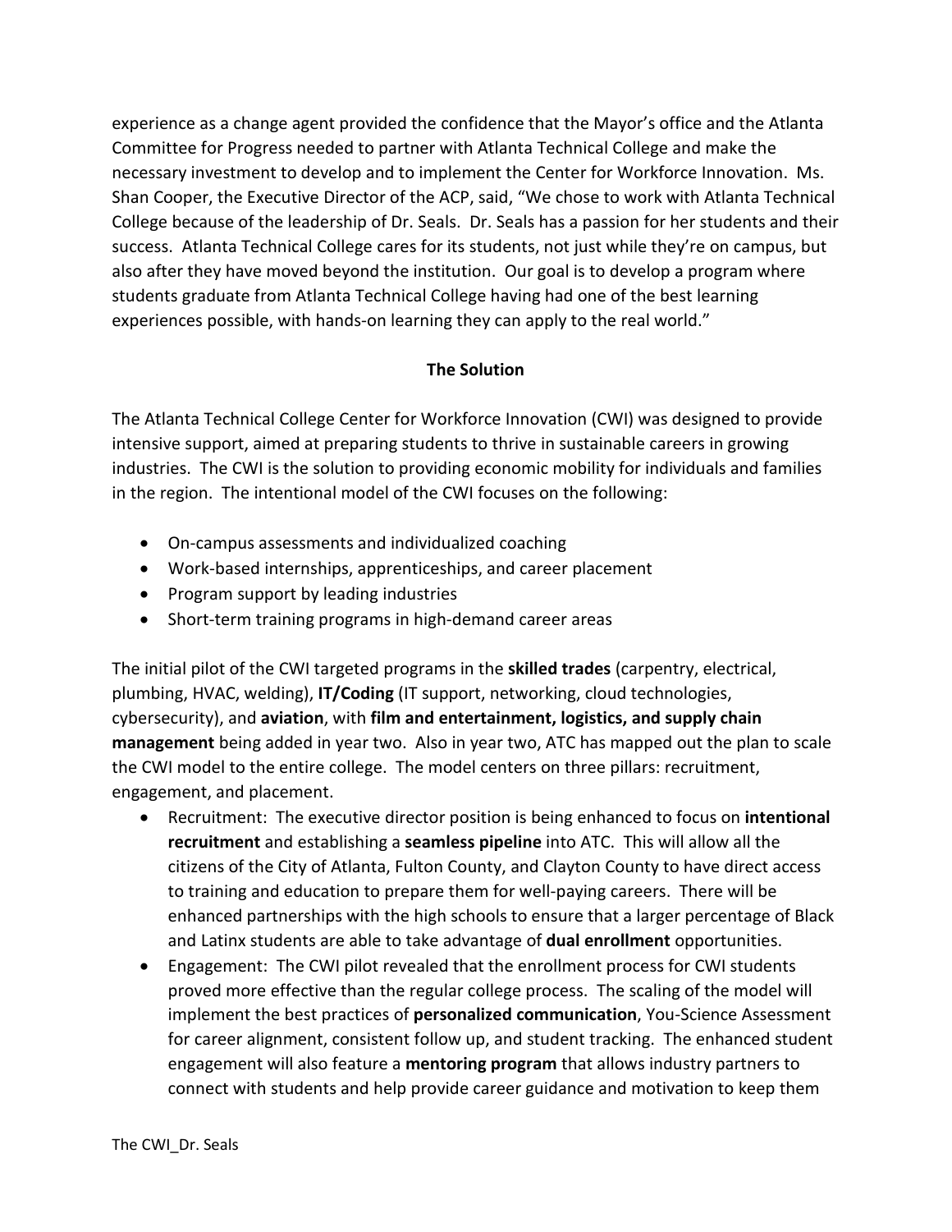experience as a change agent provided the confidence that the Mayor's office and the Atlanta Committee for Progress needed to partner with Atlanta Technical College and make the necessary investment to develop and to implement the Center for Workforce Innovation. Ms. Shan Cooper, the Executive Director of the ACP, said, "We chose to work with Atlanta Technical College because of the leadership of Dr. Seals. Dr. Seals has a passion for her students and their success. Atlanta Technical College cares for its students, not just while they're on campus, but also after they have moved beyond the institution. Our goal is to develop a program where students graduate from Atlanta Technical College having had one of the best learning experiences possible, with hands-on learning they can apply to the real world."

## The Solution

The Atlanta Technical College Center for Workforce Innovation (CWI) was designed to provide intensive support, aimed at preparing students to thrive in sustainable careers in growing industries. The CWI is the solution to providing economic mobility for individuals and families in the region. The intentional model of the CWI focuses on the following:

- On-campus assessments and individualized coaching
- Work-based internships, apprenticeships, and career placement
- Program support by leading industries
- Short-term training programs in high-demand career areas

The initial pilot of the CWI targeted programs in the **skilled trades** (carpentry, electrical, plumbing, HVAC, welding), **IT/Coding** (IT support, networking, cloud technologies, cybersecurity), and **aviation**, with **film and entertainment, logistics, and supply chain management** being added in year two. Also in year two, ATC has mapped out the plan to scale the CWI model to the entire college. The model centers on three pillars: recruitment, engagement, and placement.

- Recruitment: The executive director position is being enhanced to focus on **intentional recruitment** and establishing a **seamless pipeline** into ATC. This will allow all the citizens of the City of Atlanta, Fulton County, and Clayton County to have direct access to training and education to prepare them for well-paying careers. There will be enhanced partnerships with the high schools to ensure that a larger percentage of Black and Latinx students are able to take advantage of **dual enrollment** opportunities.
- Engagement: The CWI pilot revealed that the enrollment process for CWI students proved more effective than the regular college process. The scaling of the model will implement the best practices of **personalized communication**, You-Science Assessment for career alignment, consistent follow up, and student tracking. The enhanced student engagement will also feature a **mentoring program** that allows industry partners to connect with students and help provide career guidance and motivation to keep them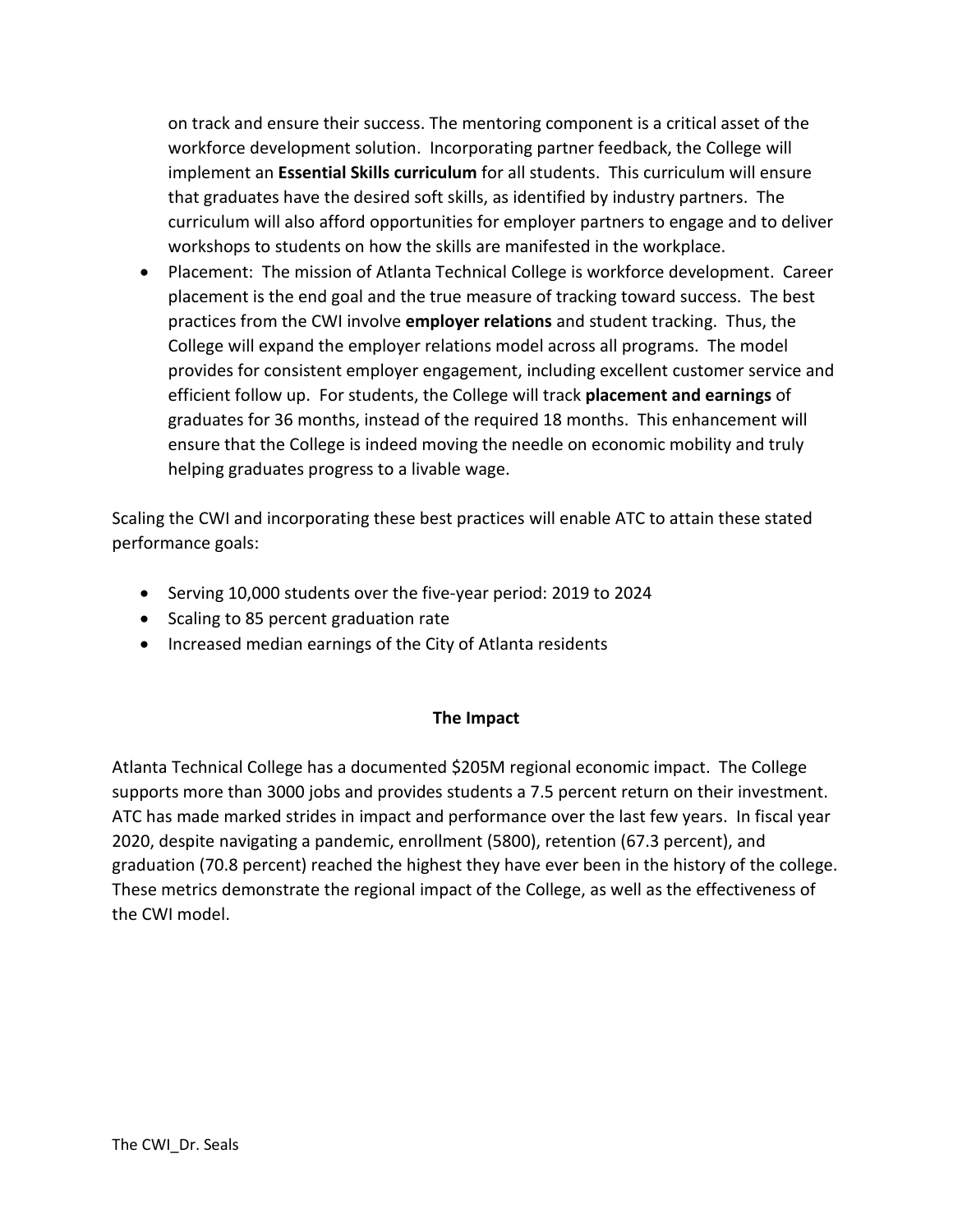on track and ensure their success. The mentoring component is a critical asset of the workforce development solution. Incorporating partner feedback, the College will implement an **Essential Skills curriculum** for all students. This curriculum will ensure that graduates have the desired soft skills, as identified by industry partners. The curriculum will also afford opportunities for employer partners to engage and to deliver workshops to students on how the skills are manifested in the workplace.

- Placement: The mission of Atlanta Technical College is workforce development. Career placement is the end goal and the true measure of tracking toward success. The best practices from the CWI involve **employer relations** and student tracking. Thus, the College will expand the employer relations model across all programs. The model provides for consistent employer engagement, including excellent customer service and efficient follow up. For students, the College will track **placement and earnings** of graduates for 36 months, instead of the required 18 months. This enhancement will ensure that the College is indeed moving the needle on economic mobility and truly helping graduates progress to a livable wage.

Scaling the CWI and incorporating these best practices will enable ATC to attain these stated performance goals:

- Serving 10,000 students over the five-year period: 2019 to 2024
- Scaling to 85 percent graduation rate
- Increased median earnings of the City of Atlanta residents

## The Impact

Atlanta Technical College has a documented $205M regional economic impact. The College supports more than 3000 jobs and provides students a 7.5 percent return on their investment. ATC has made marked strides in impact and performance over the last few years. In fiscal year 2020, despite navigating a pandemic, enrollment (5800), retention (67.3 percent), and graduation (70.8 percent) reached the highest they have ever been in the history of the college. These metrics demonstrate the regional impact of the College, as well as the effectiveness of the CWI model.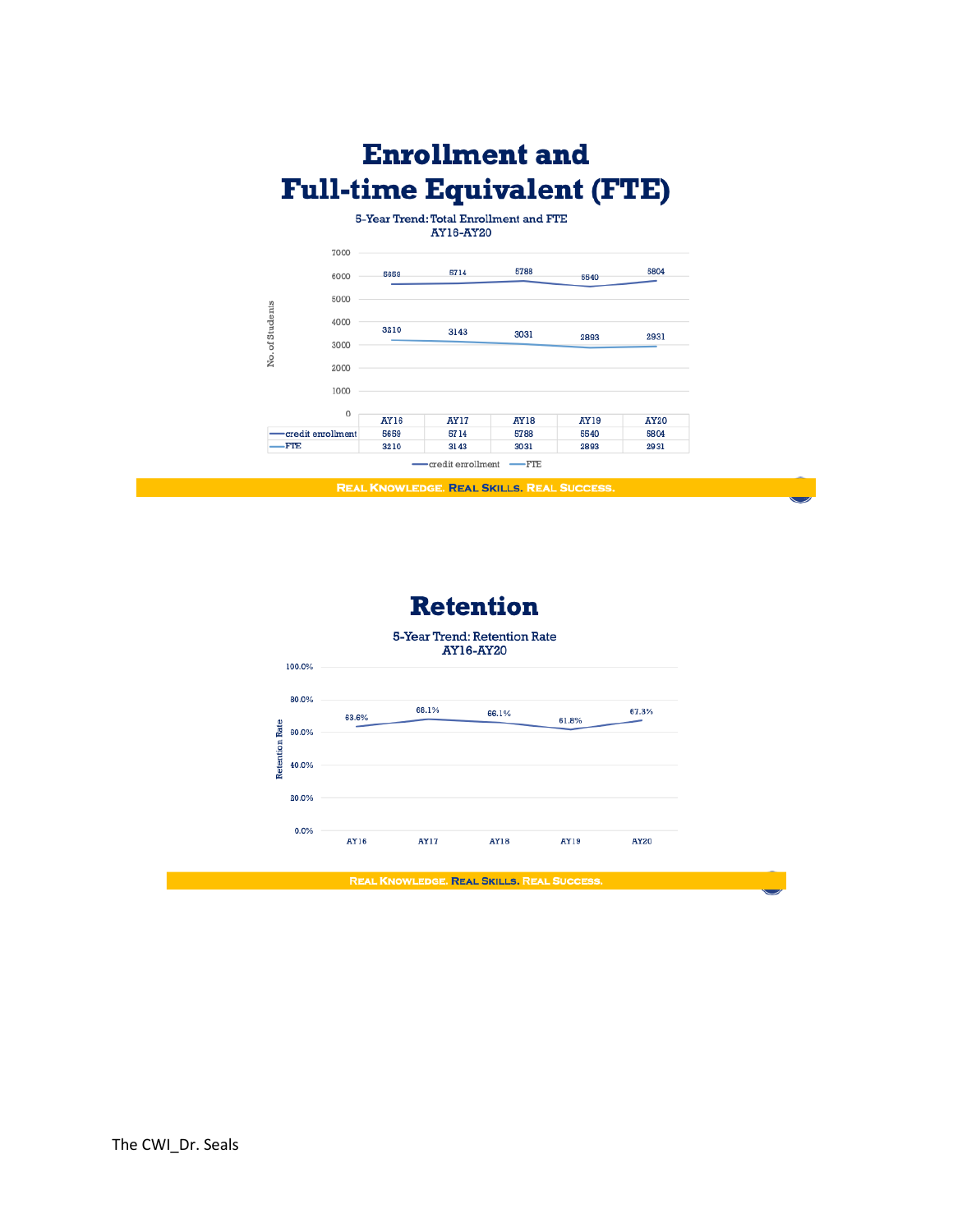# Enrollment and Full-time Equivalent (FTE)

5-Year Trend: Total Enrollment and FTE
AY16-AY20

| | AY16 | AY17 | AY18 | AY19 | AY20 |
|---|---|---|---|---|---|
| credit enrollment | 5659 | 5714 | 5788 | 5540 | 5804 |
| FTE | 3210 | 3143 | 3031 | 2893 | 2931 |

Real Knowledge. Real Skills. Real Success.

# Retention

5-Year Trend: Retention Rate
AY16-AY20

| | AY16 | AY17 | AY18 | AY19 | AY20 |
|---|---|---|---|---|---|
| Retention Rate | 63.6% | 68.1% | 66.1% | 61.8% | 67.3% |

Real Knowledge. Real Skills. Real Success.

The CWI_Dr. Seals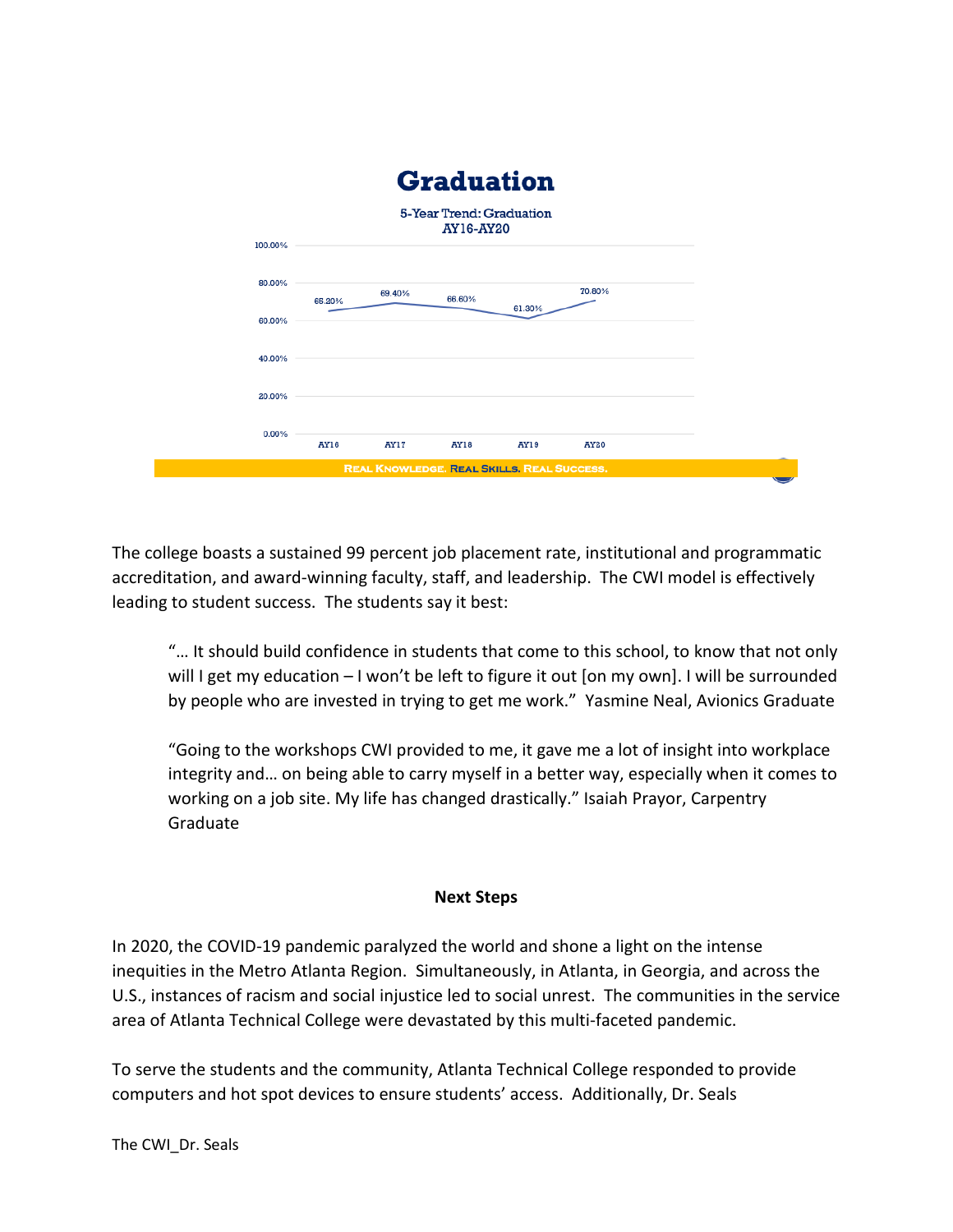## Graduation

5-Year Trend: Graduation
AY16-AY20

| AY16 | AY17 | AY18 | AY19 | AY20 |
|---|---|---|---|---|
| 65.20% | 69.40% | 66.60% | 61.30% | 70.80% |

REAL KNOWLEDGE. REAL SKILLS. REAL SUCCESS.

The college boasts a sustained 99 percent job placement rate, institutional and programmatic accreditation, and award-winning faculty, staff, and leadership. The CWI model is effectively leading to student success. The students say it best:

> "… It should build confidence in students that come to this school, to know that not only will I get my education – I won't be left to figure it out [on my own]. I will be surrounded by people who are invested in trying to get me work." Yasmine Neal, Avionics Graduate

> "Going to the workshops CWI provided to me, it gave me a lot of insight into workplace integrity and… on being able to carry myself in a better way, especially when it comes to working on a job site. My life has changed drastically." Isaiah Prayor, Carpentry Graduate

**Next Steps**

In 2020, the COVID-19 pandemic paralyzed the world and shone a light on the intense inequities in the Metro Atlanta Region. Simultaneously, in Atlanta, in Georgia, and across the U.S., instances of racism and social injustice led to social unrest. The communities in the service area of Atlanta Technical College were devastated by this multi-faceted pandemic.

To serve the students and the community, Atlanta Technical College responded to provide computers and hot spot devices to ensure students' access. Additionally, Dr. Seals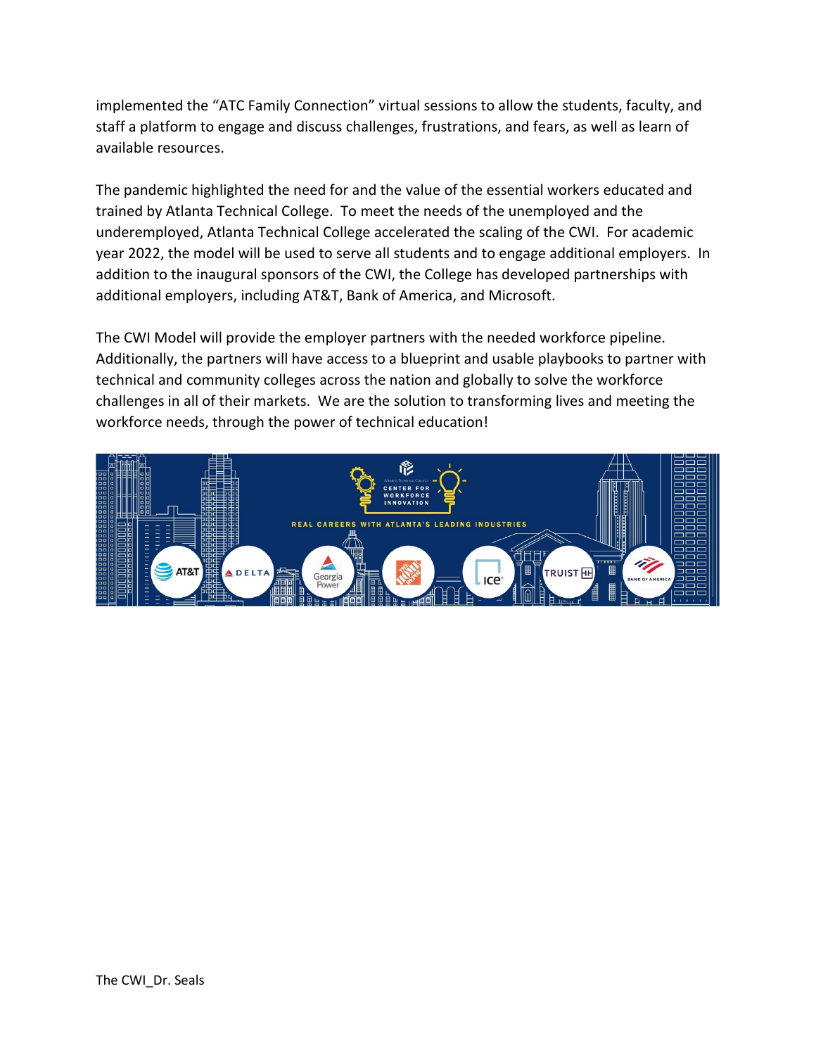implemented the "ATC Family Connection" virtual sessions to allow the students, faculty, and staff a platform to engage and discuss challenges, frustrations, and fears, as well as learn of available resources.

The pandemic highlighted the need for and the value of the essential workers educated and trained by Atlanta Technical College. To meet the needs of the unemployed and the underemployed, Atlanta Technical College accelerated the scaling of the CWI. For academic year 2022, the model will be used to serve all students and to engage additional employers. In addition to the inaugural sponsors of the CWI, the College has developed partnerships with additional employers, including AT&T, Bank of America, and Microsoft.

The CWI Model will provide the employer partners with the needed workforce pipeline. Additionally, the partners will have access to a blueprint and usable playbooks to partner with technical and community colleges across the nation and globally to solve the workforce challenges in all of their markets. We are the solution to transforming lives and meeting the workforce needs, through the power of technical education!